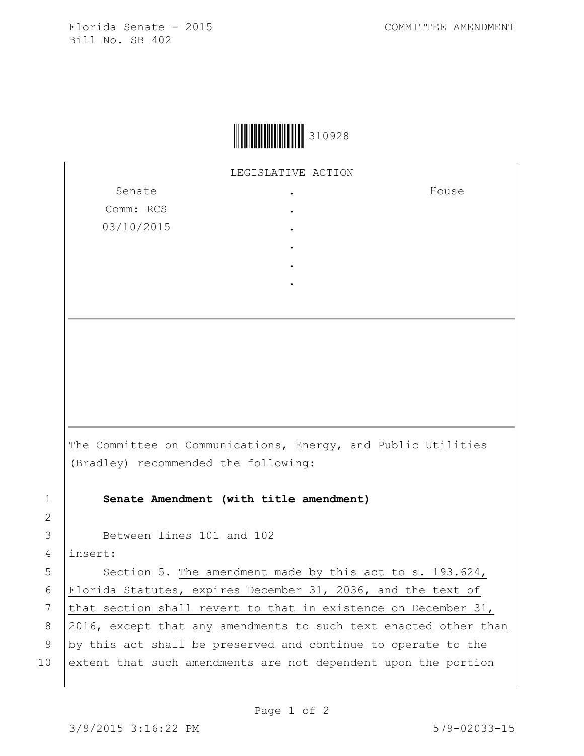Florida Senate - 2015 COMMITTEE AMENDMENT
Bill No. SB 402

310928

LEGISLATIVE ACTION

| Senate | . | House |
|---|---|---|
| Comm: RCS | . | |
| 03/10/2015 | . | |
| | . | |
| | . | |
| | . | |

The Committee on Communications, Energy, and Public Utilities (Bradley) recommended the following:

**Senate Amendment (with title amendment)**

Between lines 101 and 102
insert:

Section 5. The amendment made by this act to s. 193.624, Florida Statutes, expires December 31, 2036, and the text of that section shall revert to that in existence on December 31, 2016, except that any amendments to such text enacted other than by this act shall be preserved and continue to operate to the extent that such amendments are not dependent upon the portion

3/9/2015 3:16:22 PM 579-02033-15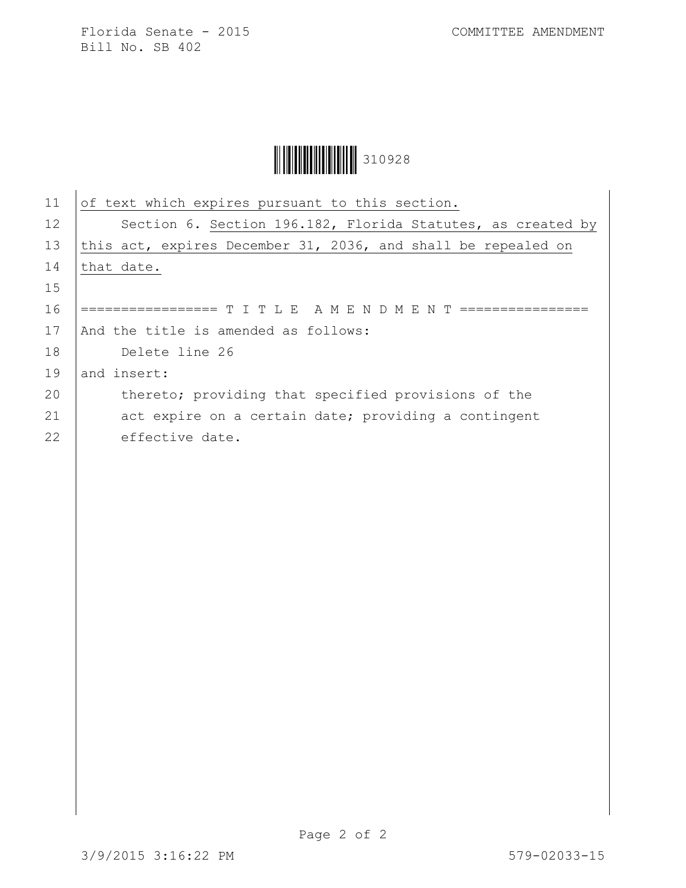of text which expires pursuant to this section.

Section 6. Section 196.182, Florida Statutes, as created by this act, expires December 31, 2036, and shall be repealed on that date.

================= T I T L E A M E N D M E N T ================

And the title is amended as follows:

Delete line 26

and insert:

thereto; providing that specified provisions of the act expire on a certain date; providing a contingent effective date.